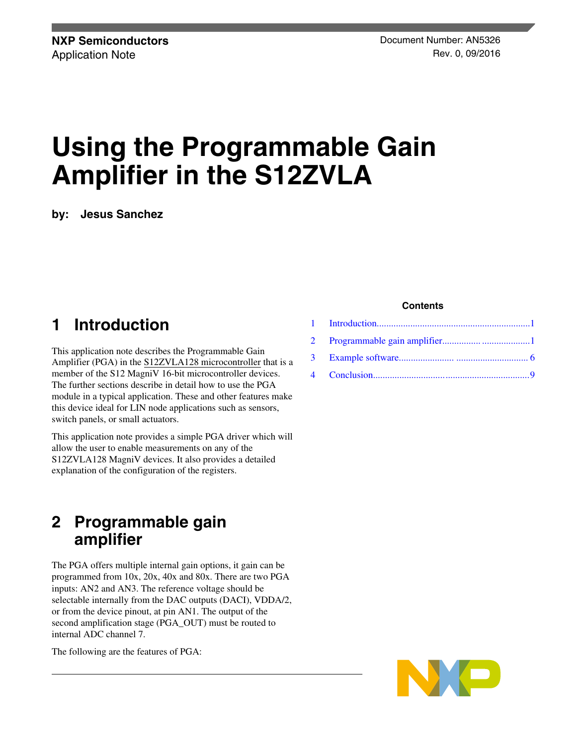**NXP Semiconductors**
Application Note

Document Number: AN5326
Rev. 0, 09/2016

# Using the Programmable Gain Amplifier in the S12ZVLA

**by: Jesus Sanchez**

**Contents**

1 Introduction........1
2 Programmable gain amplifier........1
3 Example software........6
4 Conclusion........9

## 1 Introduction

This application note describes the Programmable Gain Amplifier (PGA) in the S12ZVLA128 microcontroller that is a member of the S12 MagniV 16-bit microcontroller devices. The further sections describe in detail how to use the PGA module in a typical application. These and other features make this device ideal for LIN node applications such as sensors, switch panels, or small actuators.

This application note provides a simple PGA driver which will allow the user to enable measurements on any of the S12ZVLA128 MagniV devices. It also provides a detailed explanation of the configuration of the registers.

## 2 Programmable gain amplifier

The PGA offers multiple internal gain options, it gain can be programmed from 10x, 20x, 40x and 80x. There are two PGA inputs: AN2 and AN3. The reference voltage should be selectable internally from the DAC outputs (DACI), VDDA/2, or from the device pinout, at pin AN1. The output of the second amplification stage (PGA_OUT) must be routed to internal ADC channel 7.

The following are the features of PGA: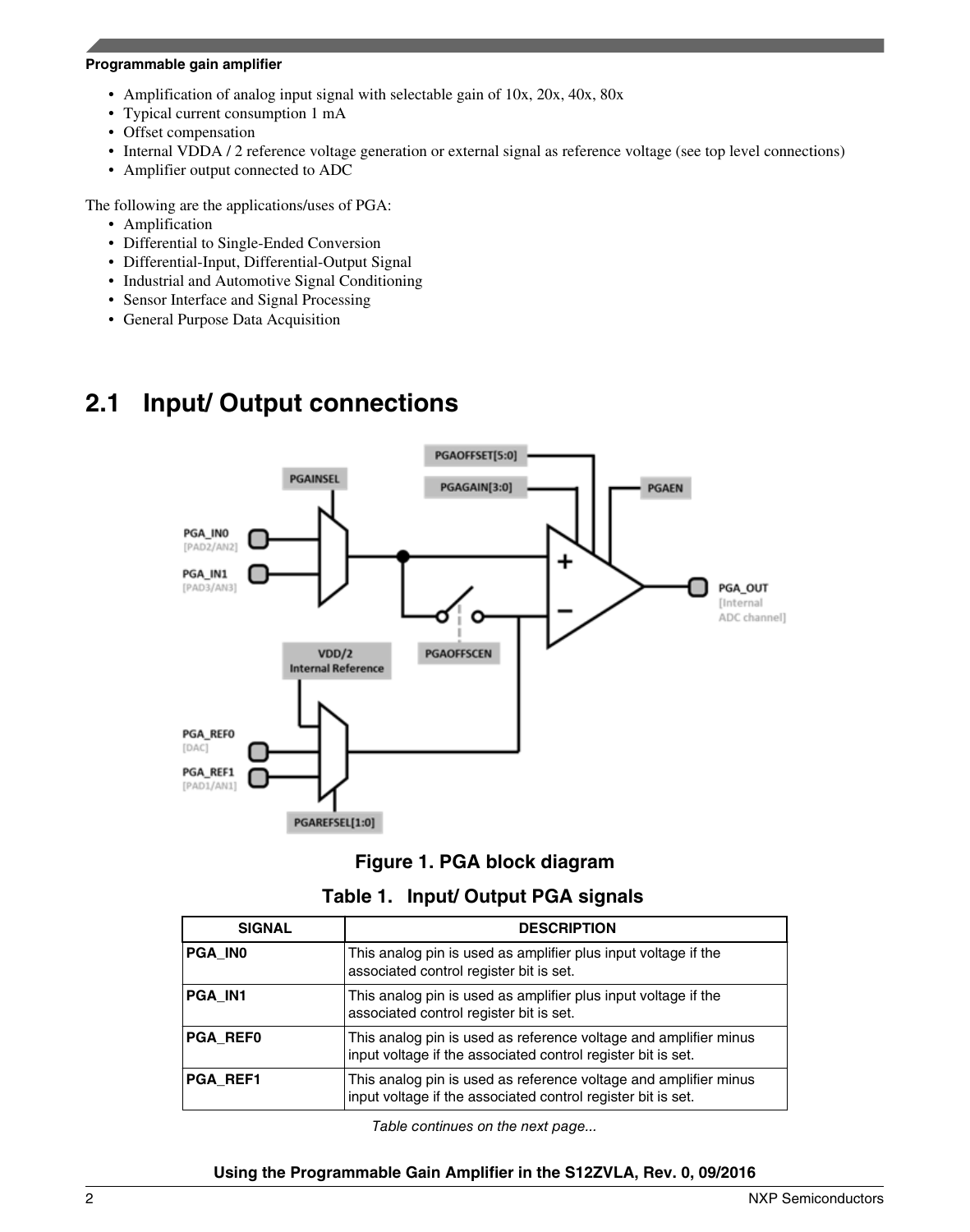**Programmable gain amplifier**

- Amplification of analog input signal with selectable gain of 10x, 20x, 40x, 80x
- Typical current consumption 1 mA
- Offset compensation
- Internal VDDA / 2 reference voltage generation or external signal as reference voltage (see top level connections)
- Amplifier output connected to ADC

The following are the applications/uses of PGA:

- Amplification
- Differential to Single-Ended Conversion
- Differential-Input, Differential-Output Signal
- Industrial and Automotive Signal Conditioning
- Sensor Interface and Signal Processing
- General Purpose Data Acquisition

## 2.1 Input/ Output connections

Figure 1. PGA block diagram

**Table 1. Input/ Output PGA signals**

| SIGNAL | DESCRIPTION |
|---|---|
| **PGA_IN0** | This analog pin is used as amplifier plus input voltage if the associated control register bit is set. |
| **PGA_IN1** | This analog pin is used as amplifier plus input voltage if the associated control register bit is set. |
| **PGA_REF0** | This analog pin is used as reference voltage and amplifier minus input voltage if the associated control register bit is set. |
| **PGA_REF1** | This analog pin is used as reference voltage and amplifier minus input voltage if the associated control register bit is set. |

*Table continues on the next page...*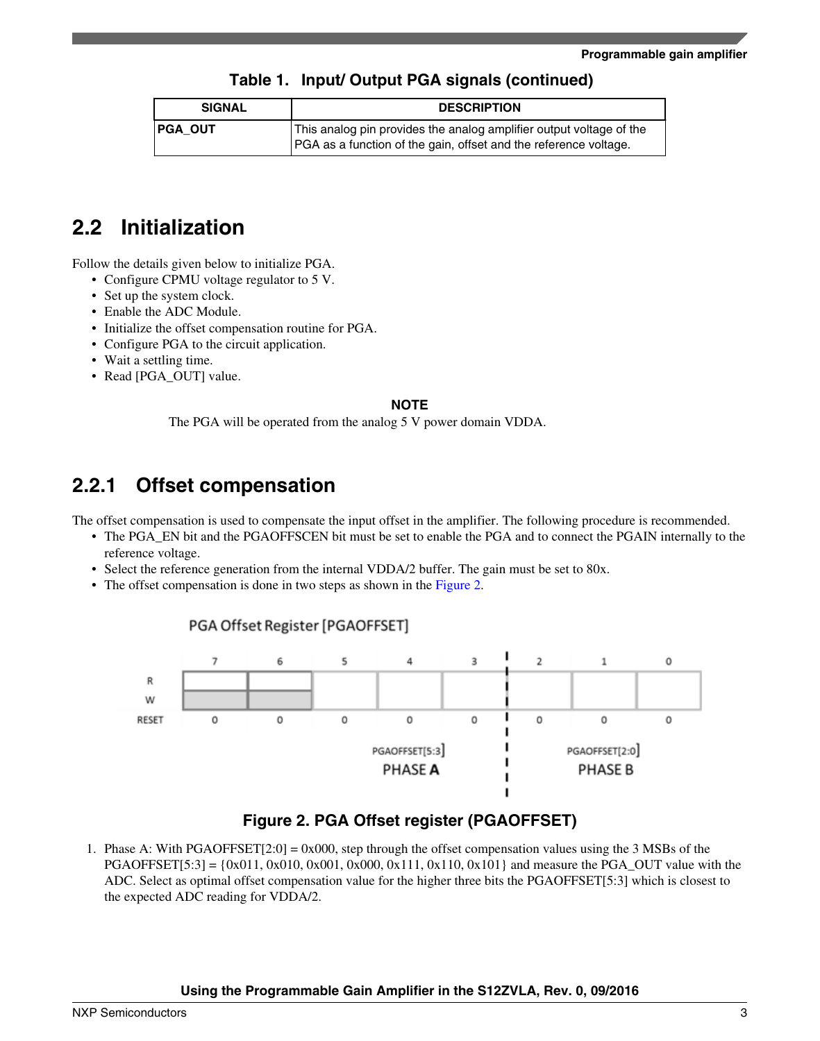**Table 1. Input/ Output PGA signals (continued)**

| SIGNAL | DESCRIPTION |
|---|---|
| **PGA_OUT** | This analog pin provides the analog amplifier output voltage of the PGA as a function of the gain, offset and the reference voltage. |

## 2.2 Initialization

Follow the details given below to initialize PGA.

- Configure CPMU voltage regulator to 5 V.
- Set up the system clock.
- Enable the ADC Module.
- Initialize the offset compensation routine for PGA.
- Configure PGA to the circuit application.
- Wait a settling time.
- Read [PGA_OUT] value.

**NOTE**

The PGA will be operated from the analog 5 V power domain VDDA.

### 2.2.1 Offset compensation

The offset compensation is used to compensate the input offset in the amplifier. The following procedure is recommended.

- The PGA_EN bit and the PGAOFFSCEN bit must be set to enable the PGA and to connect the PGAIN internally to the reference voltage.
- Select the reference generation from the internal VDDA/2 buffer. The gain must be set to 80x.
- The offset compensation is done in two steps as shown in the Figure 2.

PGA Offset Register [PGAOFFSET]

| | 7 | 6 | 5 | 4 | 3 | 2 | 1 | 0 |
|---|---|---|---|---|---|---|---|---|
| R | | | | | | | | |
| W | | | | | | | | |
| RESET | 0 | 0 | 0 | 0 | 0 | 0 | 0 | 0 |
| | | | PGAOFFSET[5:3] PHASE A | | | PGAOFFSET[2:0] PHASE B | | |

**Figure 2. PGA Offset register (PGAOFFSET)**

1. Phase A: With PGAOFFSET[2:0] = 0x000, step through the offset compensation values using the 3 MSBs of the PGAOFFSET[5:3] = {0x011, 0x010, 0x001, 0x000, 0x111, 0x110, 0x101} and measure the PGA_OUT value with the ADC. Select as optimal offset compensation value for the higher three bits the PGAOFFSET[5:3] which is closest to the expected ADC reading for VDDA/2.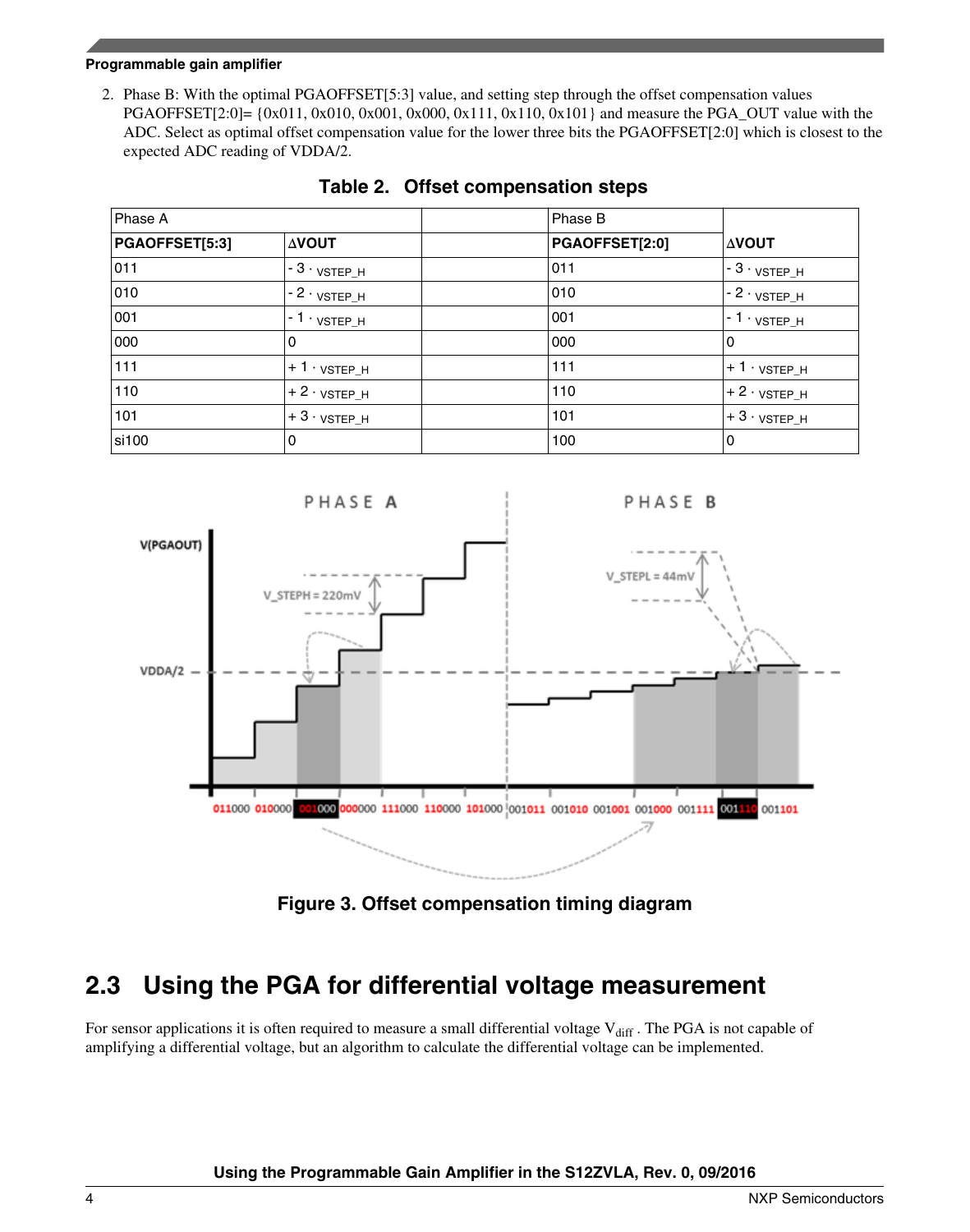2. Phase B: With the optimal PGAOFFSET[5:3] value, and setting step through the offset compensation values PGAOFFSET[2:0]= {0x011, 0x010, 0x001, 0x000, 0x111, 0x110, 0x101} and measure the PGA_OUT value with the ADC. Select as optimal offset compensation value for the lower three bits the PGAOFFSET[2:0] which is closest to the expected ADC reading of VDDA/2.

**Table 2. Offset compensation steps**

| Phase A | | | Phase B | |
|---|---|---|---|---|
| **PGAOFFSET[5:3]** | **ΔVOUT** | | **PGAOFFSET[2:0]** | **ΔVOUT** |
| 011 | - 3 · $_{\text{VSTEP\_H}}$ | | 011 | - 3 · $_{\text{VSTEP\_H}}$ |
| 010 | - 2 · $_{\text{VSTEP\_H}}$ | | 010 | - 2 · $_{\text{VSTEP\_H}}$ |
| 001 | - 1 · $_{\text{VSTEP\_H}}$ | | 001 | - 1 · $_{\text{VSTEP\_H}}$ |
| 000 | 0 | | 000 | 0 |
| 111 | + 1 · $_{\text{VSTEP\_H}}$ | | 111 | + 1 · $_{\text{VSTEP\_H}}$ |
| 110 | + 2 · $_{\text{VSTEP\_H}}$ | | 110 | + 2 · $_{\text{VSTEP\_H}}$ |
| 101 | + 3 · $_{\text{VSTEP\_H}}$ | | 101 | + 3 · $_{\text{VSTEP\_H}}$ |
| si100 | 0 | | 100 | 0 |

**Figure 3. Offset compensation timing diagram**

## 2.3 Using the PGA for differential voltage measurement

For sensor applications it is often required to measure a small differential voltage $V_{diff}$ . The PGA is not capable of amplifying a differential voltage, but an algorithm to calculate the differential voltage can be implemented.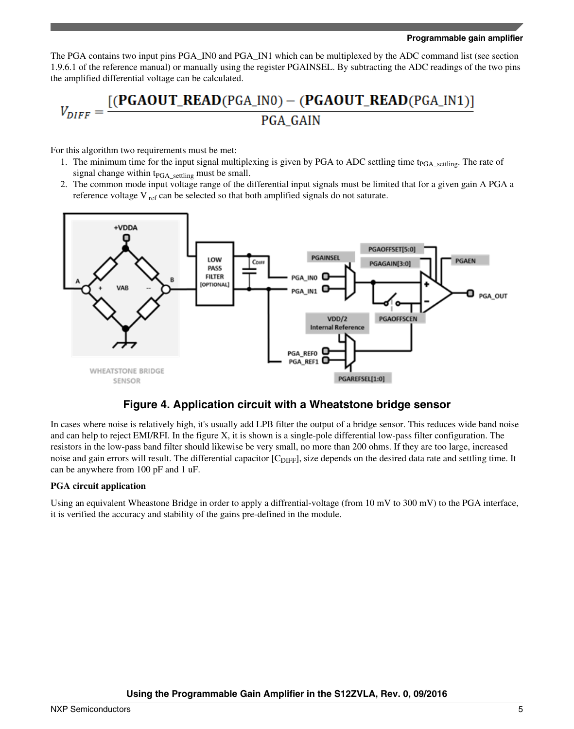The PGA contains two input pins PGA_IN0 and PGA_IN1 which can be multiplexed by the ADC command list (see section 1.9.6.1 of the reference manual) or manually using the register PGAINSEL. By subtracting the ADC readings of the two pins the amplified differential voltage can be calculated.

$$V_{DIFF} = \frac{[(\textbf{PGAOUT\_READ}(\text{PGA\_IN0}) - (\textbf{PGAOUT\_READ}(\text{PGA\_IN1})]}{\text{PGA\_GAIN}}$$

For this algorithm two requirements must be met:

1. The minimum time for the input signal multiplexing is given by PGA to ADC settling time $t_{PGA\_settling}$. The rate of signal change within $t_{PGA\_settling}$ must be small.
2. The common mode input voltage range of the differential input signals must be limited that for a given gain A PGA a reference voltage $V_{ref}$ can be selected so that both amplified signals do not saturate.

**Figure 4. Application circuit with a Wheatstone bridge sensor**

In cases where noise is relatively high, it's usually add LPB filter the output of a bridge sensor. This reduces wide band noise and can help to reject EMI/RFI. In the figure X, it is shown is a single-pole differential low-pass filter configuration. The resistors in the low-pass band filter should likewise be very small, no more than 200 ohms. If they are too large, increased noise and gain errors will result. The differential capacitor [$C_{DIFF}$], size depends on the desired data rate and settling time. It can be anywhere from 100 pF and 1 uF.

**PGA circuit application**

Using an equivalent Wheastone Bridge in order to apply a diffrential-voltage (from 10 mV to 300 mV) to the PGA interface, it is verified the accuracy and stability of the gains pre-defined in the module.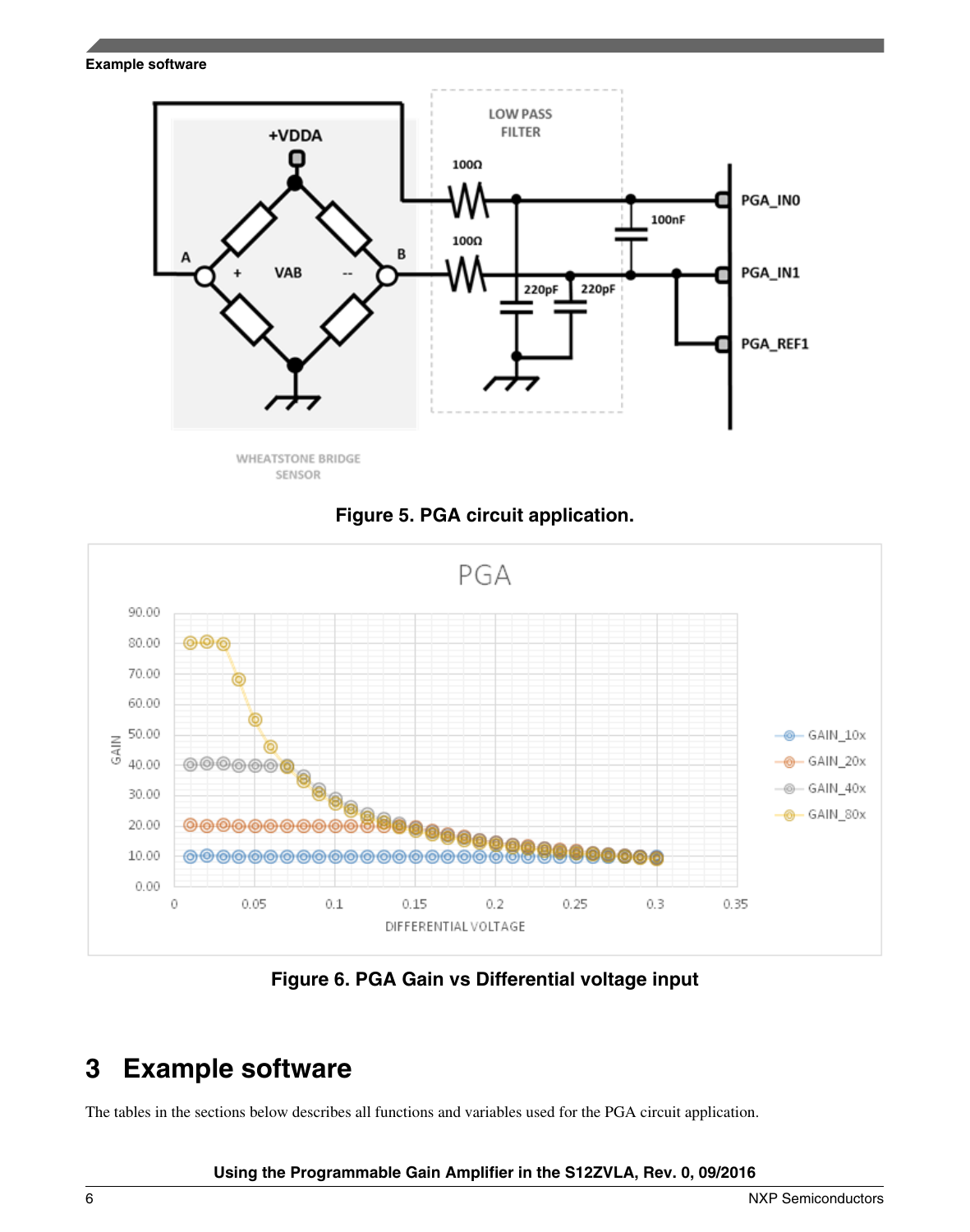Figure 5. PGA circuit application.

Figure 6. PGA Gain vs Differential voltage input

# 3 Example software

The tables in the sections below describes all functions and variables used for the PGA circuit application.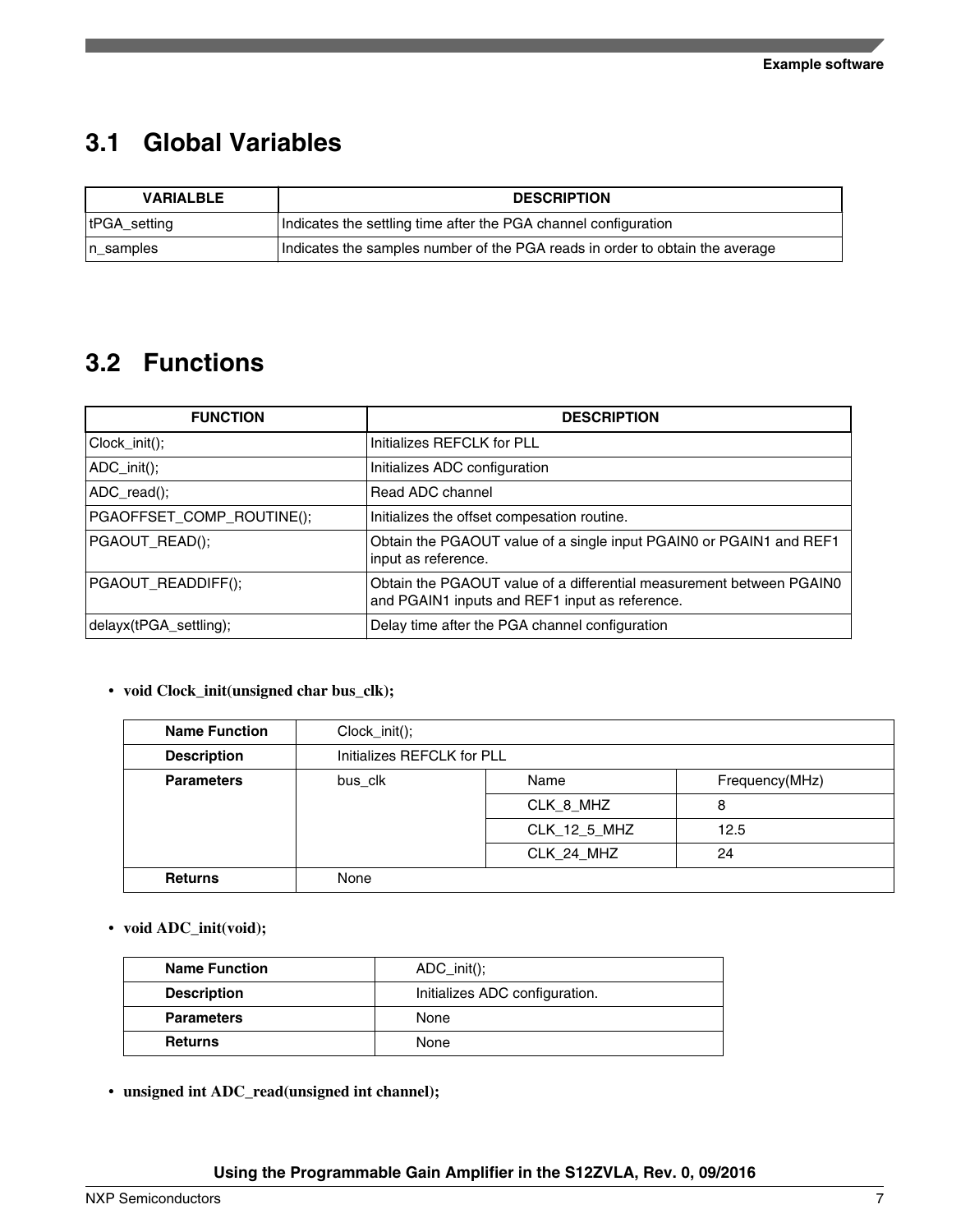## 3.1 Global Variables

| VARIALBLE | DESCRIPTION |
|---|---|
| tPGA_setting | Indicates the settling time after the PGA channel configuration |
| n_samples | Indicates the samples number of the PGA reads in order to obtain the average |

## 3.2 Functions

| FUNCTION | DESCRIPTION |
|---|---|
| Clock_init(); | Initializes REFCLK for PLL |
| ADC_init(); | Initializes ADC configuration |
| ADC_read(); | Read ADC channel |
| PGAOFFSET_COMP_ROUTINE(); | Initializes the offset compesation routine. |
| PGAOUT_READ(); | Obtain the PGAOUT value of a single input PGAIN0 or PGAIN1 and REF1 input as reference. |
| PGAOUT_READDIFF(); | Obtain the PGAOUT value of a differential measurement between PGAIN0 and PGAIN1 inputs and REF1 input as reference. |
| delayx(tPGA_settling); | Delay time after the PGA channel configuration |

- **void Clock_init(unsigned char bus_clk);**

| **Name Function** | Clock_init(); | | |
|---|---|---|---|
| **Description** | Initializes REFCLK for PLL | | |
| **Parameters** | bus_clk | Name | Frequency(MHz) |
| | | CLK_8_MHZ | 8 |
| | | CLK_12_5_MHZ | 12.5 |
| | | CLK_24_MHZ | 24 |
| **Returns** | None | | |

- **void ADC_init(void);**

| **Name Function** | ADC_init(); |
|---|---|
| **Description** | Initializes ADC configuration. |
| **Parameters** | None |
| **Returns** | None |

- **unsigned int ADC_read(unsigned int channel);**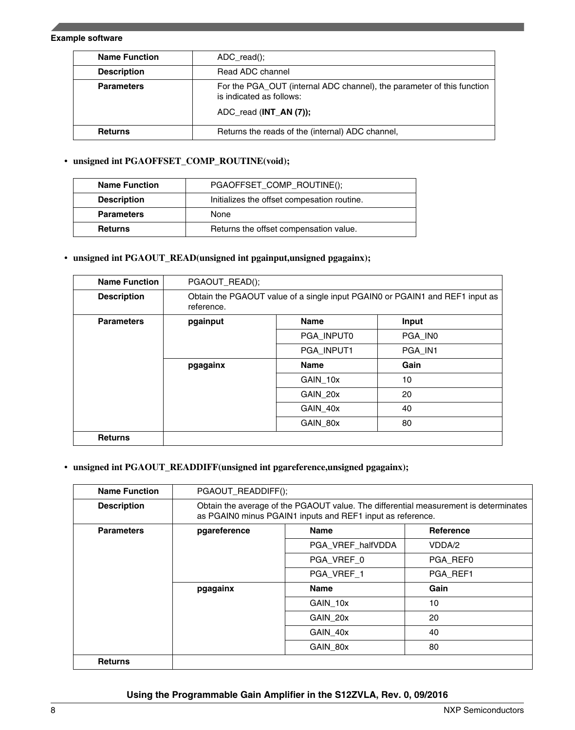| Name Function | ADC_read(); |
| --- | --- |
| Description | Read ADC channel |
| Parameters | For the PGA_OUT (internal ADC channel), the parameter of this function is indicated as follows:<br><br>ADC_read (**INT_AN (7));** |
| Returns | Returns the reads of the (internal) ADC channel, |

- **unsigned int PGAOFFSET_COMP_ROUTINE(void);**

| Name Function | PGAOFFSET_COMP_ROUTINE(); |
| --- | --- |
| Description | Initializes the offset compesation routine. |
| Parameters | None |
| Returns | Returns the offset compensation value. |

- **unsigned int PGAOUT_READ(unsigned int pgainput,unsigned pgagainx);**

| Name Function | PGAOUT_READ(); | | |
| --- | --- | --- | --- |
| Description | Obtain the PGAOUT value of a single input PGAIN0 or PGAIN1 and REF1 input as reference. | | |
| Parameters | **pgainput** | **Name** | **Input** |
| | | PGA_INPUT0 | PGA_IN0 |
| | | PGA_INPUT1 | PGA_IN1 |
| | **pgagainx** | **Name** | **Gain** |
| | | GAIN_10x | 10 |
| | | GAIN_20x | 20 |
| | | GAIN_40x | 40 |
| | | GAIN_80x | 80 |
| Returns | | | |

- **unsigned int PGAOUT_READDIFF(unsigned int pgareference,unsigned pgagainx);**

| Name Function | PGAOUT_READDIFF(); | | |
| --- | --- | --- | --- |
| Description | Obtain the average of the PGAOUT value. The differential measurement is determinates as PGAIN0 minus PGAIN1 inputs and REF1 input as reference. | | |
| Parameters | **pgareference** | **Name** | **Reference** |
| | | PGA_VREF_halfVDDA | VDDA/2 |
| | | PGA_VREF_0 | PGA_REF0 |
| | | PGA_VREF_1 | PGA_REF1 |
| | **pgagainx** | **Name** | **Gain** |
| | | GAIN_10x | 10 |
| | | GAIN_20x | 20 |
| | | GAIN_40x | 40 |
| | | GAIN_80x | 80 |
| Returns | | | |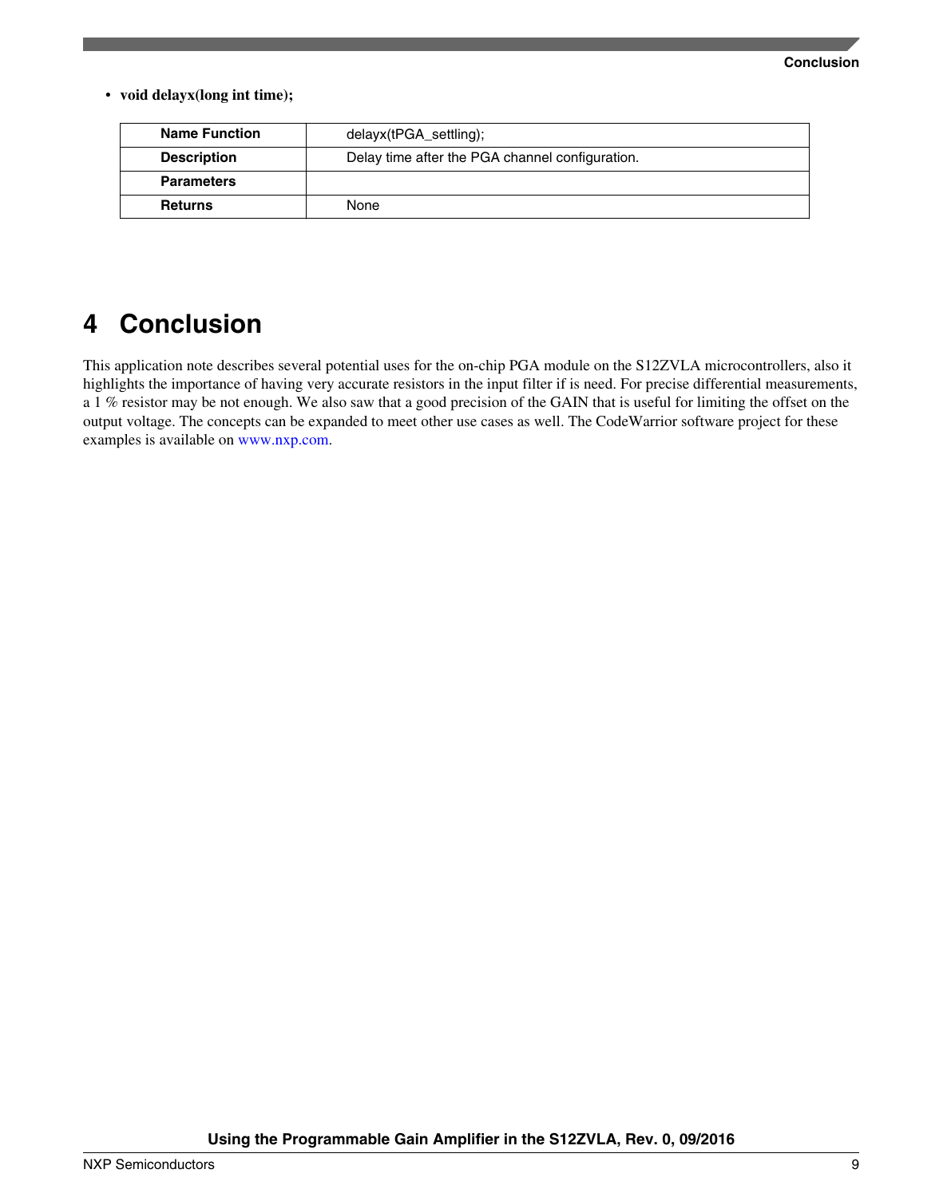- **void delayx(long int time);**

| **Name Function** | delayx(tPGA_settling); |
|---|---|
| **Description** | Delay time after the PGA channel configuration. |
| **Parameters** | |
| **Returns** | None |

# 4 Conclusion

This application note describes several potential uses for the on-chip PGA module on the S12ZVLA microcontrollers, also it highlights the importance of having very accurate resistors in the input filter if is need. For precise differential measurements, a 1 % resistor may be not enough. We also saw that a good precision of the GAIN that is useful for limiting the offset on the output voltage. The concepts can be expanded to meet other use cases as well. The CodeWarrior software project for these examples is available on www.nxp.com.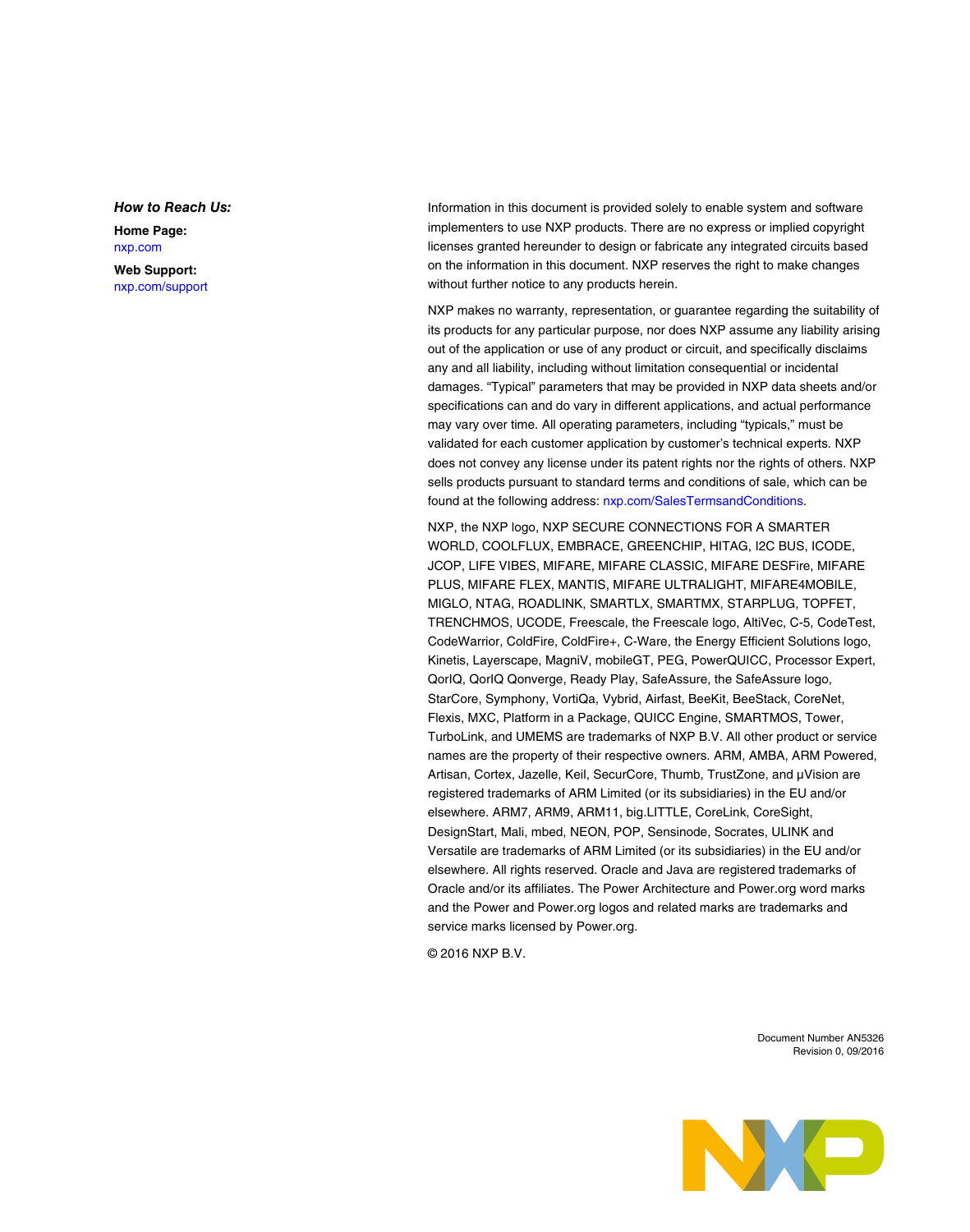***How to Reach Us:***

**Home Page:**
nxp.com

**Web Support:**
nxp.com/support

Information in this document is provided solely to enable system and software implementers to use NXP products. There are no express or implied copyright licenses granted hereunder to design or fabricate any integrated circuits based on the information in this document. NXP reserves the right to make changes without further notice to any products herein.

NXP makes no warranty, representation, or guarantee regarding the suitability of its products for any particular purpose, nor does NXP assume any liability arising out of the application or use of any product or circuit, and specifically disclaims any and all liability, including without limitation consequential or incidental damages. “Typical” parameters that may be provided in NXP data sheets and/or specifications can and do vary in different applications, and actual performance may vary over time. All operating parameters, including “typicals,” must be validated for each customer application by customer's technical experts. NXP does not convey any license under its patent rights nor the rights of others. NXP sells products pursuant to standard terms and conditions of sale, which can be found at the following address: nxp.com/SalesTermsandConditions.

NXP, the NXP logo, NXP SECURE CONNECTIONS FOR A SMARTER WORLD, COOLFLUX, EMBRACE, GREENCHIP, HITAG, I2C BUS, ICODE, JCOP, LIFE VIBES, MIFARE, MIFARE CLASSIC, MIFARE DESFire, MIFARE PLUS, MIFARE FLEX, MANTIS, MIFARE ULTRALIGHT, MIFARE4MOBILE, MIGLO, NTAG, ROADLINK, SMARTLX, SMARTMX, STARPLUG, TOPFET, TRENCHMOS, UCODE, Freescale, the Freescale logo, AltiVec, C-5, CodeTest, CodeWarrior, ColdFire, ColdFire+, C-Ware, the Energy Efficient Solutions logo, Kinetis, Layerscape, MagniV, mobileGT, PEG, PowerQUICC, Processor Expert, QorIQ, QorIQ Qonverge, Ready Play, SafeAssure, the SafeAssure logo, StarCore, Symphony, VortiQa, Vybrid, Airfast, BeeKit, BeeStack, CoreNet, Flexis, MXC, Platform in a Package, QUICC Engine, SMARTMOS, Tower, TurboLink, and UMEMS are trademarks of NXP B.V. All other product or service names are the property of their respective owners. ARM, AMBA, ARM Powered, Artisan, Cortex, Jazelle, Keil, SecurCore, Thumb, TrustZone, and μVision are registered trademarks of ARM Limited (or its subsidiaries) in the EU and/or elsewhere. ARM7, ARM9, ARM11, big.LITTLE, CoreLink, CoreSight, DesignStart, Mali, mbed, NEON, POP, Sensinode, Socrates, ULINK and Versatile are trademarks of ARM Limited (or its subsidiaries) in the EU and/or elsewhere. All rights reserved. Oracle and Java are registered trademarks of Oracle and/or its affiliates. The Power Architecture and Power.org word marks and the Power and Power.org logos and related marks are trademarks and service marks licensed by Power.org.

© 2016 NXP B.V.

Document Number AN5326
Revision 0, 09/2016